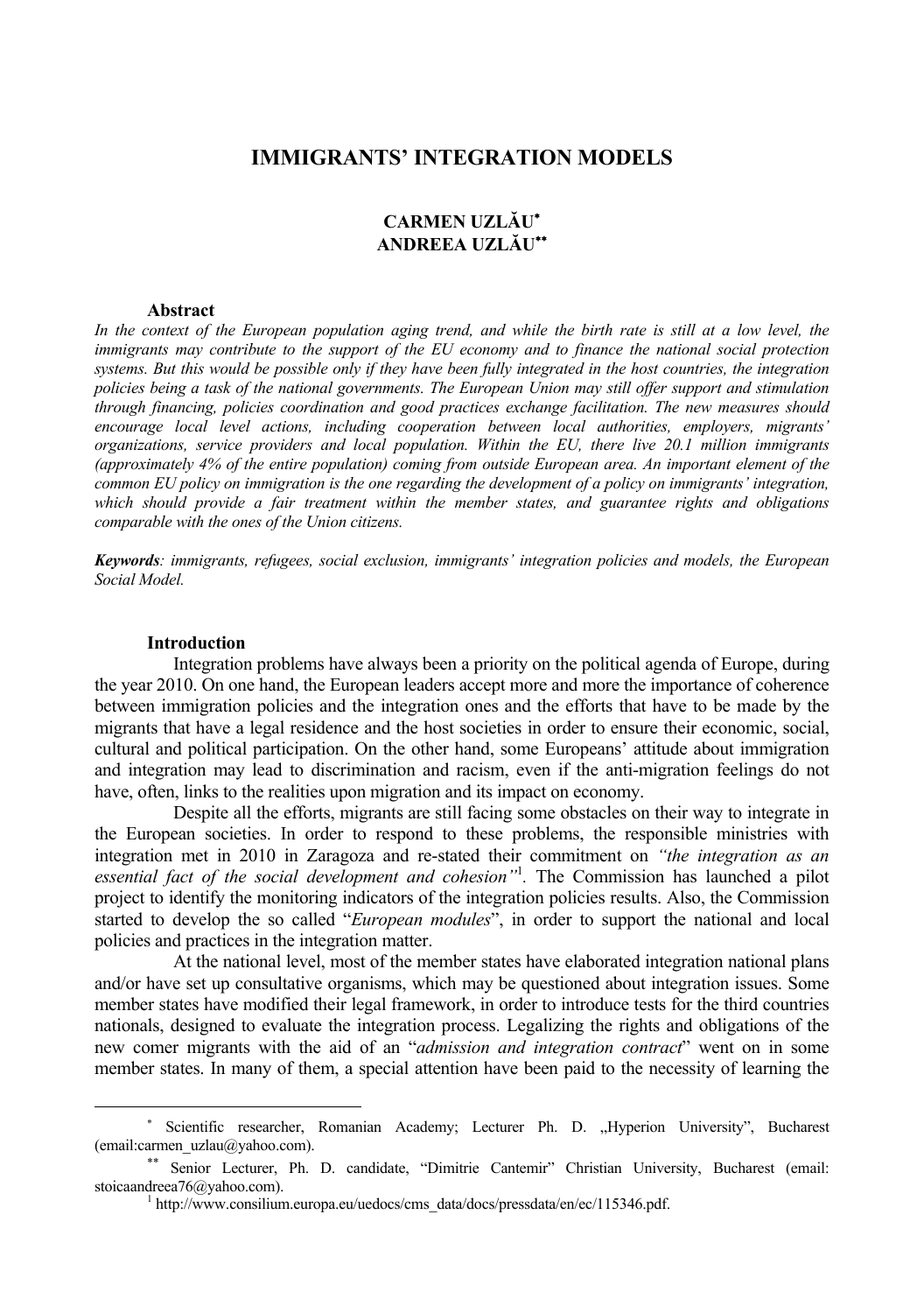# IMMIGRANTS' INTEGRATION MODELS

**CARMEN UZLĂU***
**ANDREEA UZLĂU****

**Abstract**

*In the context of the European population aging trend, and while the birth rate is still at a low level, the immigrants may contribute to the support of the EU economy and to finance the national social protection systems. But this would be possible only if they have been fully integrated in the host countries, the integration policies being a task of the national governments. The European Union may still offer support and stimulation through financing, policies coordination and good practices exchange facilitation. The new measures should encourage local level actions, including cooperation between local authorities, employers, migrants' organizations, service providers and local population. Within the EU, there live 20.1 million immigrants (approximately 4% of the entire population) coming from outside European area. An important element of the common EU policy on immigration is the one regarding the development of a policy on immigrants' integration, which should provide a fair treatment within the member states, and guarantee rights and obligations comparable with the ones of the Union citizens.*

***Keywords****: immigrants, refugees, social exclusion, immigrants' integration policies and models, the European Social Model.*

## Introduction

Integration problems have always been a priority on the political agenda of Europe, during the year 2010. On one hand, the European leaders accept more and more the importance of coherence between immigration policies and the integration ones and the efforts that have to be made by the migrants that have a legal residence and the host societies in order to ensure their economic, social, cultural and political participation. On the other hand, some Europeans' attitude about immigration and integration may lead to discrimination and racism, even if the anti-migration feelings do not have, often, links to the realities upon migration and its impact on economy.

Despite all the efforts, migrants are still facing some obstacles on their way to integrate in the European societies. In order to respond to these problems, the responsible ministries with integration met in 2010 in Zaragoza and re-stated their commitment on *"the integration as an essential fact of the social development and cohesion"*[1]. The Commission has launched a pilot project to identify the monitoring indicators of the integration policies results. Also, the Commission started to develop the so called "*European modules*", in order to support the national and local policies and practices in the integration matter.

At the national level, most of the member states have elaborated integration national plans and/or have set up consultative organisms, which may be questioned about integration issues. Some member states have modified their legal framework, in order to introduce tests for the third countries nationals, designed to evaluate the integration process. Legalizing the rights and obligations of the new comer migrants with the aid of an "*admission and integration contract*" went on in some member states. In many of them, a special attention have been paid to the necessity of learning the

---

* Scientific researcher, Romanian Academy; Lecturer Ph. D. „Hyperion University", Bucharest (email:carmen_uzlau@yahoo.com).

** Senior Lecturer, Ph. D. candidate, "Dimitrie Cantemir" Christian University, Bucharest (email: stoicaandreea76@yahoo.com).

[1] http://www.consilium.europa.eu/uedocs/cms_data/docs/pressdata/en/ec/115346.pdf.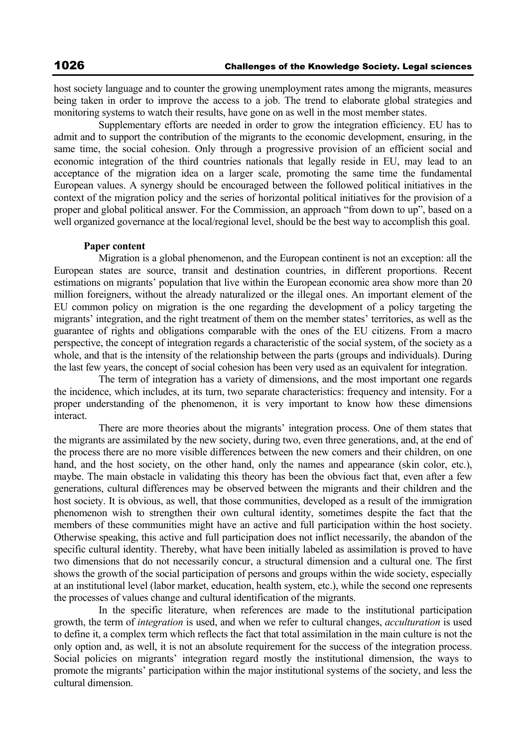host society language and to counter the growing unemployment rates among the migrants, measures being taken in order to improve the access to a job. The trend to elaborate global strategies and monitoring systems to watch their results, have gone on as well in the most member states.

Supplementary efforts are needed in order to grow the integration efficiency. EU has to admit and to support the contribution of the migrants to the economic development, ensuring, in the same time, the social cohesion. Only through a progressive provision of an efficient social and economic integration of the third countries nationals that legally reside in EU, may lead to an acceptance of the migration idea on a larger scale, promoting the same time the fundamental European values. A synergy should be encouraged between the followed political initiatives in the context of the migration policy and the series of horizontal political initiatives for the provision of a proper and global political answer. For the Commission, an approach "from down to up", based on a well organized governance at the local/regional level, should be the best way to accomplish this goal.

**Paper content**

Migration is a global phenomenon, and the European continent is not an exception: all the European states are source, transit and destination countries, in different proportions. Recent estimations on migrants' population that live within the European economic area show more than 20 million foreigners, without the already naturalized or the illegal ones. An important element of the EU common policy on migration is the one regarding the development of a policy targeting the migrants' integration, and the right treatment of them on the member states' territories, as well as the guarantee of rights and obligations comparable with the ones of the EU citizens. From a macro perspective, the concept of integration regards a characteristic of the social system, of the society as a whole, and that is the intensity of the relationship between the parts (groups and individuals). During the last few years, the concept of social cohesion has been very used as an equivalent for integration.

The term of integration has a variety of dimensions, and the most important one regards the incidence, which includes, at its turn, two separate characteristics: frequency and intensity. For a proper understanding of the phenomenon, it is very important to know how these dimensions interact.

There are more theories about the migrants' integration process. One of them states that the migrants are assimilated by the new society, during two, even three generations, and, at the end of the process there are no more visible differences between the new comers and their children, on one hand, and the host society, on the other hand, only the names and appearance (skin color, etc.), maybe. The main obstacle in validating this theory has been the obvious fact that, even after a few generations, cultural differences may be observed between the migrants and their children and the host society. It is obvious, as well, that those communities, developed as a result of the immigration phenomenon wish to strengthen their own cultural identity, sometimes despite the fact that the members of these communities might have an active and full participation within the host society. Otherwise speaking, this active and full participation does not inflict necessarily, the abandon of the specific cultural identity. Thereby, what have been initially labeled as assimilation is proved to have two dimensions that do not necessarily concur, a structural dimension and a cultural one. The first shows the growth of the social participation of persons and groups within the wide society, especially at an institutional level (labor market, education, health system, etc.), while the second one represents the processes of values change and cultural identification of the migrants.

In the specific literature, when references are made to the institutional participation growth, the term of *integration* is used, and when we refer to cultural changes, *acculturation* is used to define it, a complex term which reflects the fact that total assimilation in the main culture is not the only option and, as well, it is not an absolute requirement for the success of the integration process. Social policies on migrants' integration regard mostly the institutional dimension, the ways to promote the migrants' participation within the major institutional systems of the society, and less the cultural dimension.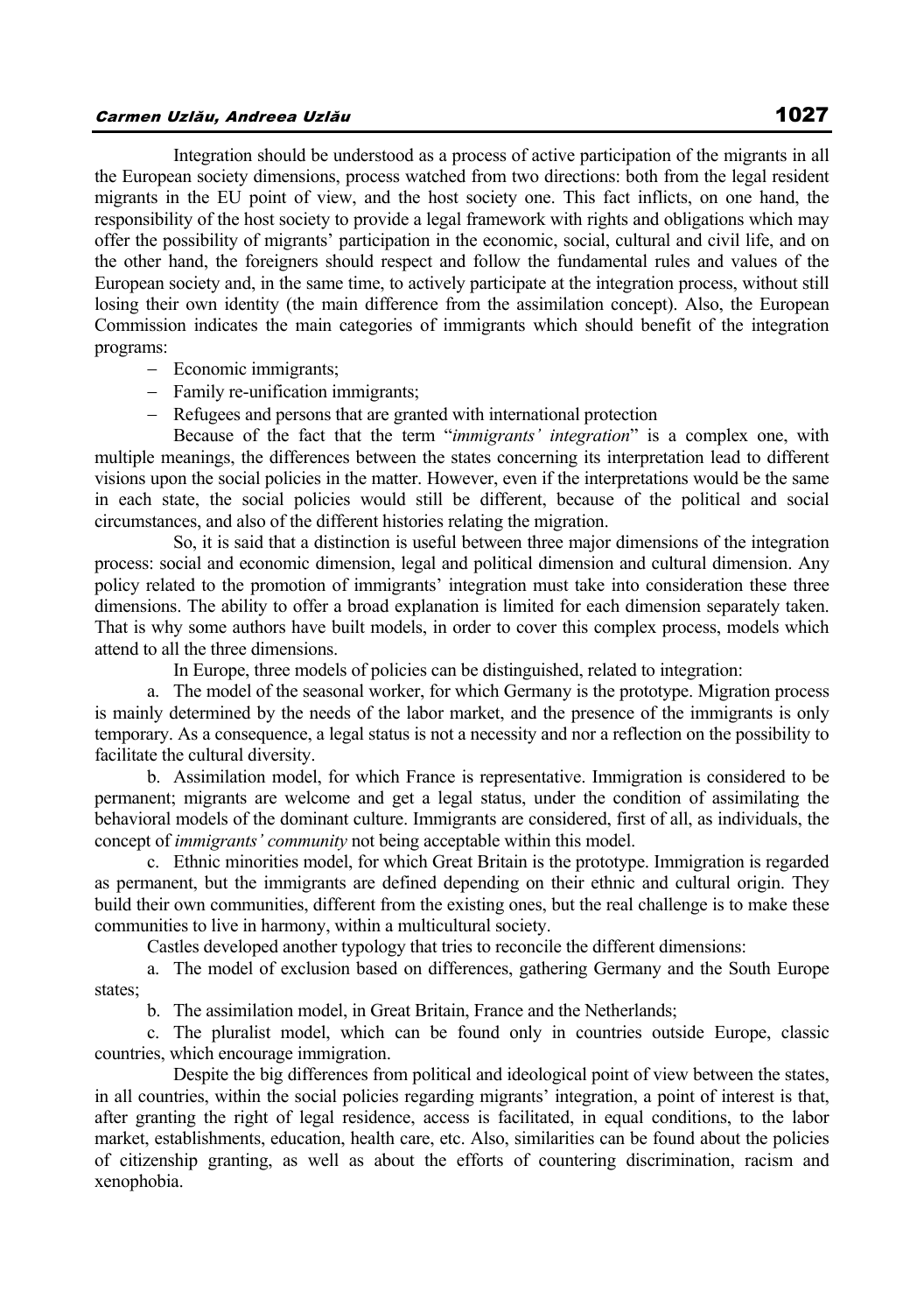Integration should be understood as a process of active participation of the migrants in all the European society dimensions, process watched from two directions: both from the legal resident migrants in the EU point of view, and the host society one. This fact inflicts, on one hand, the responsibility of the host society to provide a legal framework with rights and obligations which may offer the possibility of migrants' participation in the economic, social, cultural and civil life, and on the other hand, the foreigners should respect and follow the fundamental rules and values of the European society and, in the same time, to actively participate at the integration process, without still losing their own identity (the main difference from the assimilation concept). Also, the European Commission indicates the main categories of immigrants which should benefit of the integration programs:

- Economic immigrants;
- Family re-unification immigrants;
- Refugees and persons that are granted with international protection

Because of the fact that the term "*immigrants' integration*" is a complex one, with multiple meanings, the differences between the states concerning its interpretation lead to different visions upon the social policies in the matter. However, even if the interpretations would be the same in each state, the social policies would still be different, because of the political and social circumstances, and also of the different histories relating the migration.

So, it is said that a distinction is useful between three major dimensions of the integration process: social and economic dimension, legal and political dimension and cultural dimension. Any policy related to the promotion of immigrants' integration must take into consideration these three dimensions. The ability to offer a broad explanation is limited for each dimension separately taken. That is why some authors have built models, in order to cover this complex process, models which attend to all the three dimensions.

In Europe, three models of policies can be distinguished, related to integration:

a. The model of the seasonal worker, for which Germany is the prototype. Migration process is mainly determined by the needs of the labor market, and the presence of the immigrants is only temporary. As a consequence, a legal status is not a necessity and nor a reflection on the possibility to facilitate the cultural diversity.

b. Assimilation model, for which France is representative. Immigration is considered to be permanent; migrants are welcome and get a legal status, under the condition of assimilating the behavioral models of the dominant culture. Immigrants are considered, first of all, as individuals, the concept of *immigrants' community* not being acceptable within this model.

c. Ethnic minorities model, for which Great Britain is the prototype. Immigration is regarded as permanent, but the immigrants are defined depending on their ethnic and cultural origin. They build their own communities, different from the existing ones, but the real challenge is to make these communities to live in harmony, within a multicultural society.

Castles developed another typology that tries to reconcile the different dimensions:

a. The model of exclusion based on differences, gathering Germany and the South Europe states;

b. The assimilation model, in Great Britain, France and the Netherlands;

c. The pluralist model, which can be found only in countries outside Europe, classic countries, which encourage immigration.

Despite the big differences from political and ideological point of view between the states, in all countries, within the social policies regarding migrants' integration, a point of interest is that, after granting the right of legal residence, access is facilitated, in equal conditions, to the labor market, establishments, education, health care, etc. Also, similarities can be found about the policies of citizenship granting, as well as about the efforts of countering discrimination, racism and xenophobia.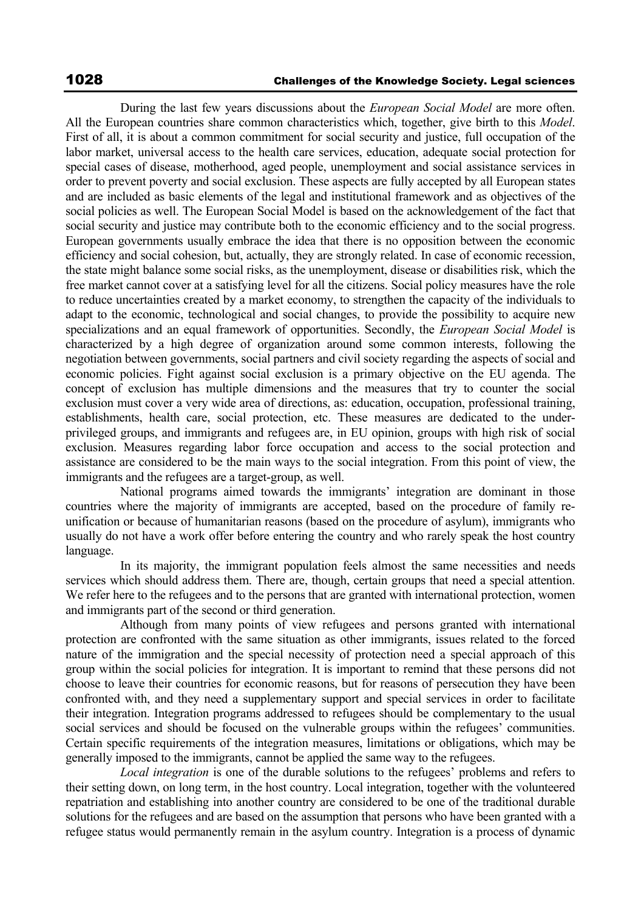During the last few years discussions about the *European Social Model* are more often. All the European countries share common characteristics which, together, give birth to this *Model*. First of all, it is about a common commitment for social security and justice, full occupation of the labor market, universal access to the health care services, education, adequate social protection for special cases of disease, motherhood, aged people, unemployment and social assistance services in order to prevent poverty and social exclusion. These aspects are fully accepted by all European states and are included as basic elements of the legal and institutional framework and as objectives of the social policies as well. The European Social Model is based on the acknowledgement of the fact that social security and justice may contribute both to the economic efficiency and to the social progress. European governments usually embrace the idea that there is no opposition between the economic efficiency and social cohesion, but, actually, they are strongly related. In case of economic recession, the state might balance some social risks, as the unemployment, disease or disabilities risk, which the free market cannot cover at a satisfying level for all the citizens. Social policy measures have the role to reduce uncertainties created by a market economy, to strengthen the capacity of the individuals to adapt to the economic, technological and social changes, to provide the possibility to acquire new specializations and an equal framework of opportunities. Secondly, the *European Social Model* is characterized by a high degree of organization around some common interests, following the negotiation between governments, social partners and civil society regarding the aspects of social and economic policies. Fight against social exclusion is a primary objective on the EU agenda. The concept of exclusion has multiple dimensions and the measures that try to counter the social exclusion must cover a very wide area of directions, as: education, occupation, professional training, establishments, health care, social protection, etc. These measures are dedicated to the under-privileged groups, and immigrants and refugees are, in EU opinion, groups with high risk of social exclusion. Measures regarding labor force occupation and access to the social protection and assistance are considered to be the main ways to the social integration. From this point of view, the immigrants and the refugees are a target-group, as well.

National programs aimed towards the immigrants' integration are dominant in those countries where the majority of immigrants are accepted, based on the procedure of family re-unification or because of humanitarian reasons (based on the procedure of asylum), immigrants who usually do not have a work offer before entering the country and who rarely speak the host country language.

In its majority, the immigrant population feels almost the same necessities and needs services which should address them. There are, though, certain groups that need a special attention. We refer here to the refugees and to the persons that are granted with international protection, women and immigrants part of the second or third generation.

Although from many points of view refugees and persons granted with international protection are confronted with the same situation as other immigrants, issues related to the forced nature of the immigration and the special necessity of protection need a special approach of this group within the social policies for integration. It is important to remind that these persons did not choose to leave their countries for economic reasons, but for reasons of persecution they have been confronted with, and they need a supplementary support and special services in order to facilitate their integration. Integration programs addressed to refugees should be complementary to the usual social services and should be focused on the vulnerable groups within the refugees' communities. Certain specific requirements of the integration measures, limitations or obligations, which may be generally imposed to the immigrants, cannot be applied the same way to the refugees.

*Local integration* is one of the durable solutions to the refugees' problems and refers to their setting down, on long term, in the host country. Local integration, together with the volunteered repatriation and establishing into another country are considered to be one of the traditional durable solutions for the refugees and are based on the assumption that persons who have been granted with a refugee status would permanently remain in the asylum country. Integration is a process of dynamic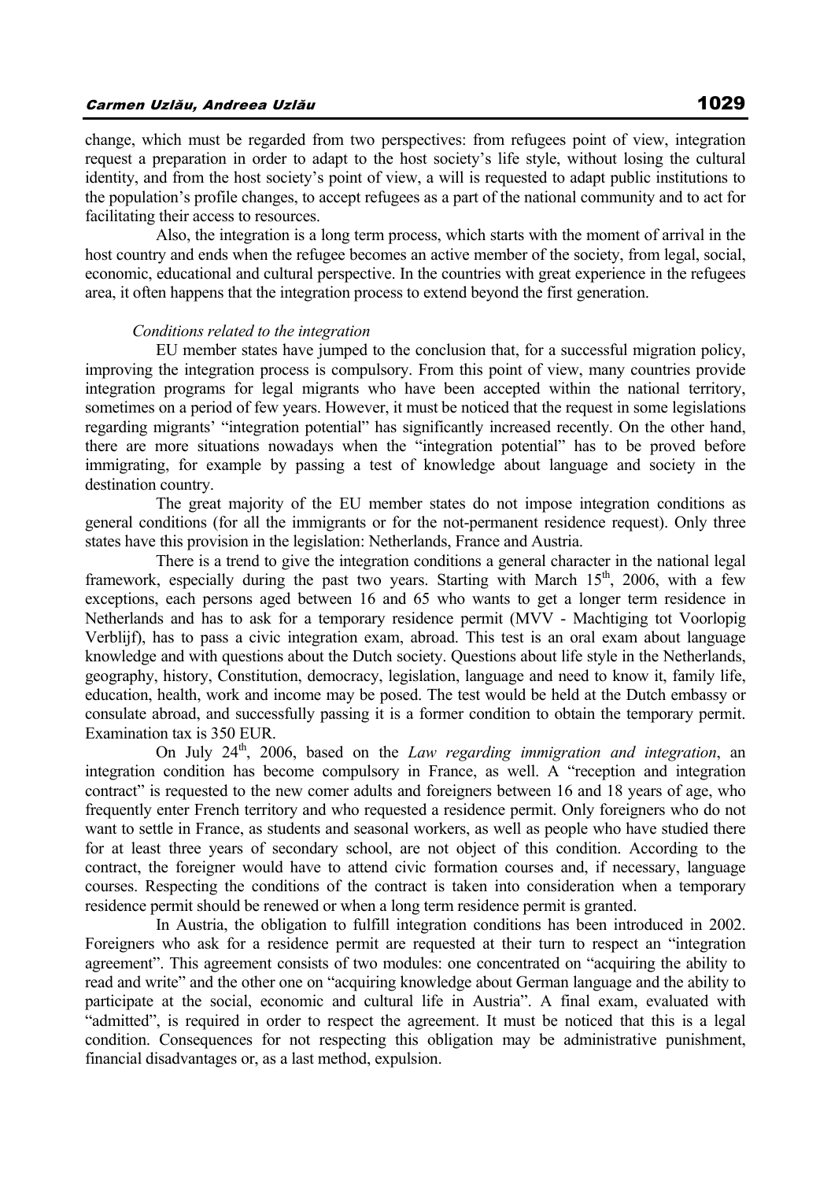change, which must be regarded from two perspectives: from refugees point of view, integration request a preparation in order to adapt to the host society's life style, without losing the cultural identity, and from the host society's point of view, a will is requested to adapt public institutions to the population's profile changes, to accept refugees as a part of the national community and to act for facilitating their access to resources.

Also, the integration is a long term process, which starts with the moment of arrival in the host country and ends when the refugee becomes an active member of the society, from legal, social, economic, educational and cultural perspective. In the countries with great experience in the refugees area, it often happens that the integration process to extend beyond the first generation.

*Conditions related to the integration*

EU member states have jumped to the conclusion that, for a successful migration policy, improving the integration process is compulsory. From this point of view, many countries provide integration programs for legal migrants who have been accepted within the national territory, sometimes on a period of few years. However, it must be noticed that the request in some legislations regarding migrants' "integration potential" has significantly increased recently. On the other hand, there are more situations nowadays when the "integration potential" has to be proved before immigrating, for example by passing a test of knowledge about language and society in the destination country.

The great majority of the EU member states do not impose integration conditions as general conditions (for all the immigrants or for the not-permanent residence request). Only three states have this provision in the legislation: Netherlands, France and Austria.

There is a trend to give the integration conditions a general character in the national legal framework, especially during the past two years. Starting with March 15th, 2006, with a few exceptions, each persons aged between 16 and 65 who wants to get a longer term residence in Netherlands and has to ask for a temporary residence permit (MVV - Machtiging tot Voorlopig Verblijf), has to pass a civic integration exam, abroad. This test is an oral exam about language knowledge and with questions about the Dutch society. Questions about life style in the Netherlands, geography, history, Constitution, democracy, legislation, language and need to know it, family life, education, health, work and income may be posed. The test would be held at the Dutch embassy or consulate abroad, and successfully passing it is a former condition to obtain the temporary permit. Examination tax is 350 EUR.

On July 24th, 2006, based on the *Law regarding immigration and integration*, an integration condition has become compulsory in France, as well. A "reception and integration contract" is requested to the new comer adults and foreigners between 16 and 18 years of age, who frequently enter French territory and who requested a residence permit. Only foreigners who do not want to settle in France, as students and seasonal workers, as well as people who have studied there for at least three years of secondary school, are not object of this condition. According to the contract, the foreigner would have to attend civic formation courses and, if necessary, language courses. Respecting the conditions of the contract is taken into consideration when a temporary residence permit should be renewed or when a long term residence permit is granted.

In Austria, the obligation to fulfill integration conditions has been introduced in 2002. Foreigners who ask for a residence permit are requested at their turn to respect an "integration agreement". This agreement consists of two modules: one concentrated on "acquiring the ability to read and write" and the other one on "acquiring knowledge about German language and the ability to participate at the social, economic and cultural life in Austria". A final exam, evaluated with "admitted", is required in order to respect the agreement. It must be noticed that this is a legal condition. Consequences for not respecting this obligation may be administrative punishment, financial disadvantages or, as a last method, expulsion.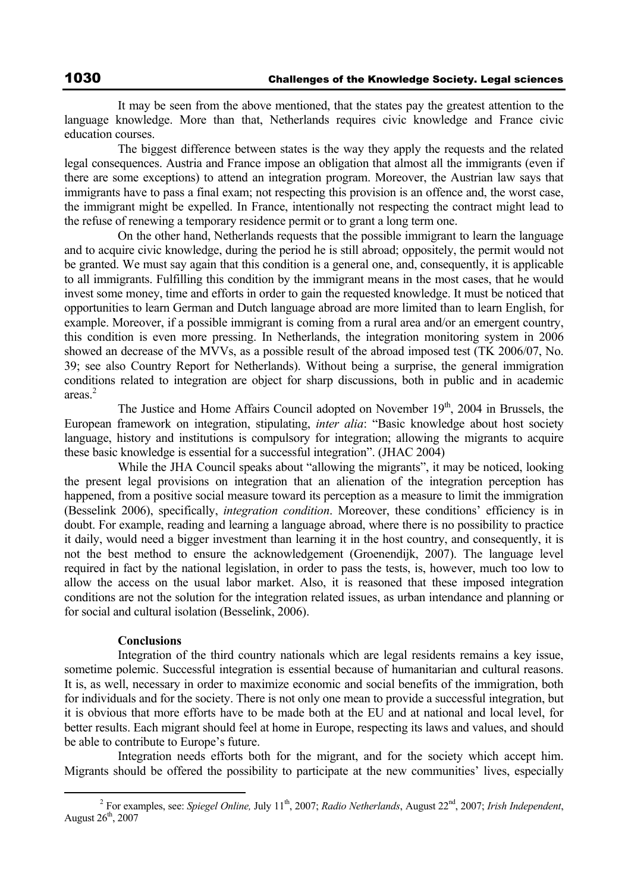It may be seen from the above mentioned, that the states pay the greatest attention to the language knowledge. More than that, Netherlands requires civic knowledge and France civic education courses.

The biggest difference between states is the way they apply the requests and the related legal consequences. Austria and France impose an obligation that almost all the immigrants (even if there are some exceptions) to attend an integration program. Moreover, the Austrian law says that immigrants have to pass a final exam; not respecting this provision is an offence and, the worst case, the immigrant might be expelled. In France, intentionally not respecting the contract might lead to the refuse of renewing a temporary residence permit or to grant a long term one.

On the other hand, Netherlands requests that the possible immigrant to learn the language and to acquire civic knowledge, during the period he is still abroad; oppositely, the permit would not be granted. We must say again that this condition is a general one, and, consequently, it is applicable to all immigrants. Fulfilling this condition by the immigrant means in the most cases, that he would invest some money, time and efforts in order to gain the requested knowledge. It must be noticed that opportunities to learn German and Dutch language abroad are more limited than to learn English, for example. Moreover, if a possible immigrant is coming from a rural area and/or an emergent country, this condition is even more pressing. In Netherlands, the integration monitoring system in 2006 showed an decrease of the MVVs, as a possible result of the abroad imposed test (TK 2006/07, No. 39; see also Country Report for Netherlands). Without being a surprise, the general immigration conditions related to integration are object for sharp discussions, both in public and in academic areas.[2]

The Justice and Home Affairs Council adopted on November 19th, 2004 in Brussels, the European framework on integration, stipulating, *inter alia*: "Basic knowledge about host society language, history and institutions is compulsory for integration; allowing the migrants to acquire these basic knowledge is essential for a successful integration". (JHAC 2004)

While the JHA Council speaks about "allowing the migrants", it may be noticed, looking the present legal provisions on integration that an alienation of the integration perception has happened, from a positive social measure toward its perception as a measure to limit the immigration (Besselink 2006), specifically, *integration condition*. Moreover, these conditions' efficiency is in doubt. For example, reading and learning a language abroad, where there is no possibility to practice it daily, would need a bigger investment than learning it in the host country, and consequently, it is not the best method to ensure the acknowledgement (Groenendijk, 2007). The language level required in fact by the national legislation, in order to pass the tests, is, however, much too low to allow the access on the usual labor market. Also, it is reasoned that these imposed integration conditions are not the solution for the integration related issues, as urban intendance and planning or for social and cultural isolation (Besselink, 2006).

**Conclusions**

Integration of the third country nationals which are legal residents remains a key issue, sometime polemic. Successful integration is essential because of humanitarian and cultural reasons. It is, as well, necessary in order to maximize economic and social benefits of the immigration, both for individuals and for the society. There is not only one mean to provide a successful integration, but it is obvious that more efforts have to be made both at the EU and at national and local level, for better results. Each migrant should feel at home in Europe, respecting its laws and values, and should be able to contribute to Europe's future.

Integration needs efforts both for the migrant, and for the society which accept him. Migrants should be offered the possibility to participate at the new communities' lives, especially

[2] For examples, see: *Spiegel Online,* July 11th, 2007; *Radio Netherlands*, August 22nd, 2007; *Irish Independent*, August 26th, 2007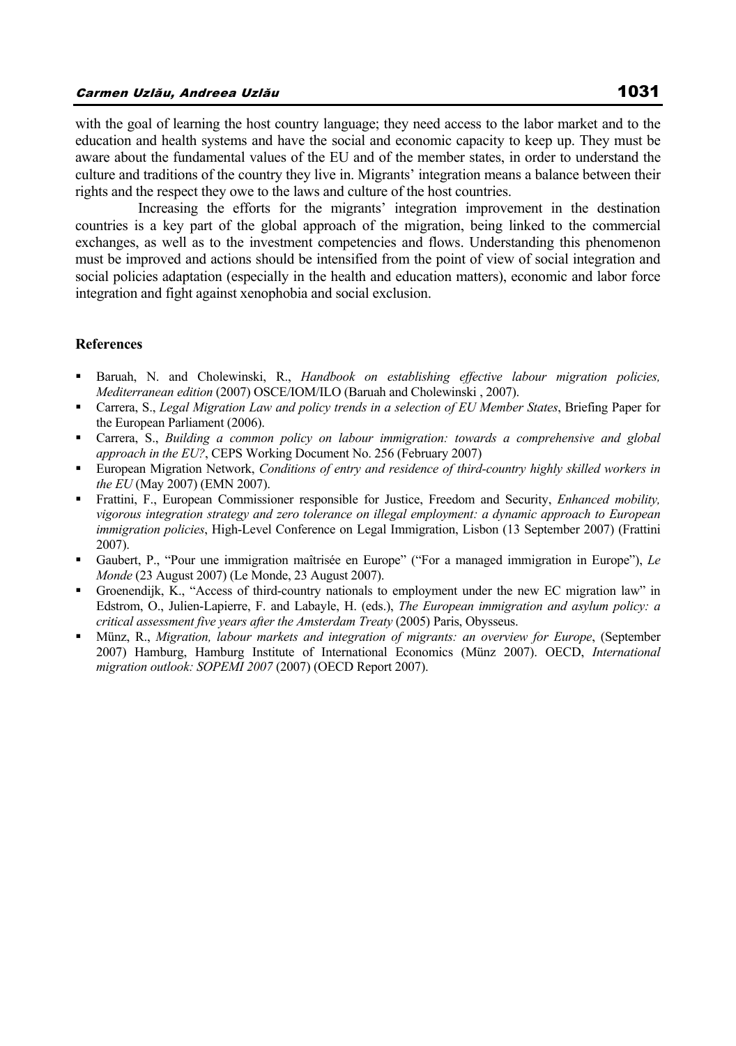with the goal of learning the host country language; they need access to the labor market and to the education and health systems and have the social and economic capacity to keep up. They must be aware about the fundamental values of the EU and of the member states, in order to understand the culture and traditions of the country they live in. Migrants' integration means a balance between their rights and the respect they owe to the laws and culture of the host countries.

Increasing the efforts for the migrants' integration improvement in the destination countries is a key part of the global approach of the migration, being linked to the commercial exchanges, as well as to the investment competencies and flows. Understanding this phenomenon must be improved and actions should be intensified from the point of view of social integration and social policies adaptation (especially in the health and education matters), economic and labor force integration and fight against xenophobia and social exclusion.

## References

- Baruah, N. and Cholewinski, R., *Handbook on establishing effective labour migration policies, Mediterranean edition* (2007) OSCE/IOM/ILO (Baruah and Cholewinski , 2007).
- Carrera, S., *Legal Migration Law and policy trends in a selection of EU Member States*, Briefing Paper for the European Parliament (2006).
- Carrera, S., *Building a common policy on labour immigration: towards a comprehensive and global approach in the EU?*, CEPS Working Document No. 256 (February 2007)
- European Migration Network, *Conditions of entry and residence of third-country highly skilled workers in the EU* (May 2007) (EMN 2007).
- Frattini, F., European Commissioner responsible for Justice, Freedom and Security, *Enhanced mobility, vigorous integration strategy and zero tolerance on illegal employment: a dynamic approach to European immigration policies*, High-Level Conference on Legal Immigration, Lisbon (13 September 2007) (Frattini 2007).
- Gaubert, P., "Pour une immigration maîtrisée en Europe" ("For a managed immigration in Europe"), *Le Monde* (23 August 2007) (Le Monde, 23 August 2007).
- Groenendijk, K., "Access of third-country nationals to employment under the new EC migration law" in Edstrom, O., Julien-Lapierre, F. and Labayle, H. (eds.), *The European immigration and asylum policy: a critical assessment five years after the Amsterdam Treaty* (2005) Paris, Obysseus.
- Münz, R., *Migration, labour markets and integration of migrants: an overview for Europe*, (September 2007) Hamburg, Hamburg Institute of International Economics (Münz 2007). OECD, *International migration outlook: SOPEMI 2007* (2007) (OECD Report 2007).